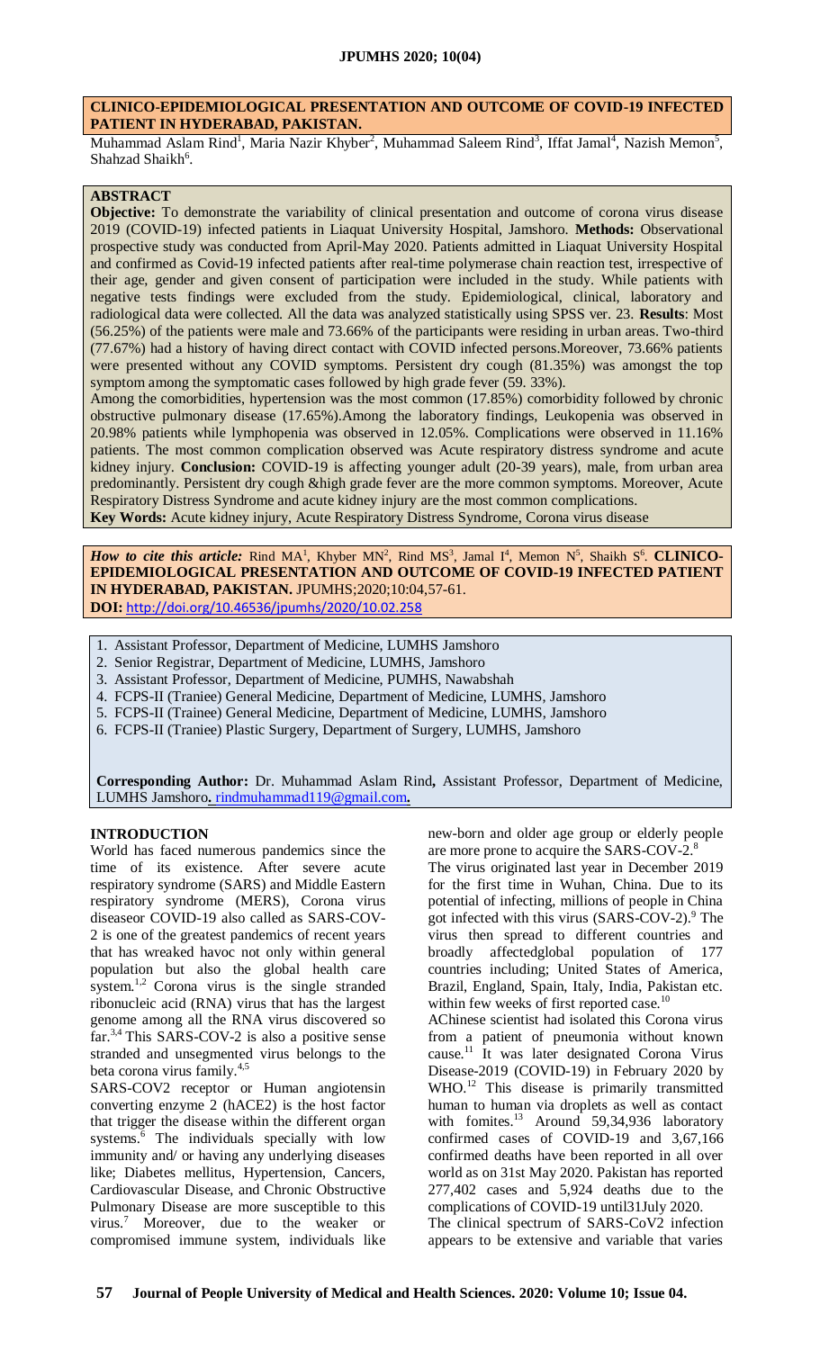## CLINICO-EPIDEMIOLOGICAL PRESENTATION AND OUTCOME OF COVID-19 INFECTED PATIENT IN HYDERABAD, PAKISTAN.

Muhammad Aslam Rind[1], Maria Nazir Khyber[2], Muhammad Saleem Rind[3], Iffat Jamal[4], Nazish Memon[5], Shahzad Shaikh[6].

### ABSTRACT

**Objective:** To demonstrate the variability of clinical presentation and outcome of corona virus disease 2019 (COVID-19) infected patients in Liaquat University Hospital, Jamshoro. **Methods:** Observational prospective study was conducted from April-May 2020. Patients admitted in Liaquat University Hospital and confirmed as Covid-19 infected patients after real-time polymerase chain reaction test, irrespective of their age, gender and given consent of participation were included in the study. While patients with negative tests findings were excluded from the study. Epidemiological, clinical, laboratory and radiological data were collected. All the data was analyzed statistically using SPSS ver. 23. **Results**: Most (56.25%) of the patients were male and 73.66% of the participants were residing in urban areas. Two-third (77.67%) had a history of having direct contact with COVID infected persons.Moreover, 73.66% patients were presented without any COVID symptoms. Persistent dry cough (81.35%) was amongst the top symptom among the symptomatic cases followed by high grade fever (59. 33%).

Among the comorbidities, hypertension was the most common (17.85%) comorbidity followed by chronic obstructive pulmonary disease (17.65%).Among the laboratory findings, Leukopenia was observed in 20.98% patients while lymphopenia was observed in 12.05%. Complications were observed in 11.16% patients. The most common complication observed was Acute respiratory distress syndrome and acute kidney injury. **Conclusion:** COVID-19 is affecting younger adult (20-39 years), male, from urban area predominantly. Persistent dry cough &high grade fever are the more common symptoms. Moreover, Acute Respiratory Distress Syndrome and acute kidney injury are the most common complications.

**Key Words:** Acute kidney injury, Acute Respiratory Distress Syndrome, Corona virus disease

***How to cite this article:*** Rind MA[1], Khyber MN[2], Rind MS[3], Jamal I[4], Memon N[5], Shaikh S[6]. **CLINICO-EPIDEMIOLOGICAL PRESENTATION AND OUTCOME OF COVID-19 INFECTED PATIENT IN HYDERABAD, PAKISTAN.** JPUMHS;2020;10:04,57-61.
**DOI:** http://doi.org/10.46536/jpumhs/2020/10.02.258

1. Assistant Professor, Department of Medicine, LUMHS Jamshoro
2. Senior Registrar, Department of Medicine, LUMHS, Jamshoro
3. Assistant Professor, Department of Medicine, PUMHS, Nawabshah
4. FCPS-II (Traniee) General Medicine, Department of Medicine, LUMHS, Jamshoro
5. FCPS-II (Trainee) General Medicine, Department of Medicine, LUMHS, Jamshoro
6. FCPS-II (Traniee) Plastic Surgery, Department of Surgery, LUMHS, Jamshoro

**Corresponding Author:** Dr. Muhammad Aslam Rind**,** Assistant Professor, Department of Medicine, LUMHS Jamshoro**.** rindmuhammad119@gmail.com**.**

### INTRODUCTION

World has faced numerous pandemics since the time of its existence. After severe acute respiratory syndrome (SARS) and Middle Eastern respiratory syndrome (MERS), Corona virus diseaseor COVID-19 also called as SARS-COV-2 is one of the greatest pandemics of recent years that has wreaked havoc not only within general population but also the global health care system.[1,2] Corona virus is the single stranded ribonucleic acid (RNA) virus that has the largest genome among all the RNA virus discovered so far.[3,4] This SARS-COV-2 is also a positive sense stranded and unsegmented virus belongs to the beta corona virus family.[4,5]

SARS-COV2 receptor or Human angiotensin converting enzyme 2 (hACE2) is the host factor that trigger the disease within the different organ systems.[6] The individuals specially with low immunity and/ or having any underlying diseases like; Diabetes mellitus, Hypertension, Cancers, Cardiovascular Disease, and Chronic Obstructive Pulmonary Disease are more susceptible to this virus.[7] Moreover, due to the weaker or compromised immune system, individuals like new-born and older age group or elderly people are more prone to acquire the SARS-COV-2.[8]

The virus originated last year in December 2019 for the first time in Wuhan, China. Due to its potential of infecting, millions of people in China got infected with this virus (SARS-COV-2).[9] The virus then spread to different countries and broadly affectedglobal population of 177 countries including; United States of America, Brazil, England, Spain, Italy, India, Pakistan etc. within few weeks of first reported case.[10]

AChinese scientist had isolated this Corona virus from a patient of pneumonia without known cause.[11] It was later designated Corona Virus Disease-2019 (COVID-19) in February 2020 by WHO.[12] This disease is primarily transmitted human to human via droplets as well as contact with fomites.[13] Around 59,34,936 laboratory confirmed cases of COVID-19 and 3,67,166 confirmed deaths have been reported in all over world as on 31st May 2020. Pakistan has reported 277,402 cases and 5,924 deaths due to the complications of COVID-19 until31July 2020.

The clinical spectrum of SARS-CoV2 infection appears to be extensive and variable that varies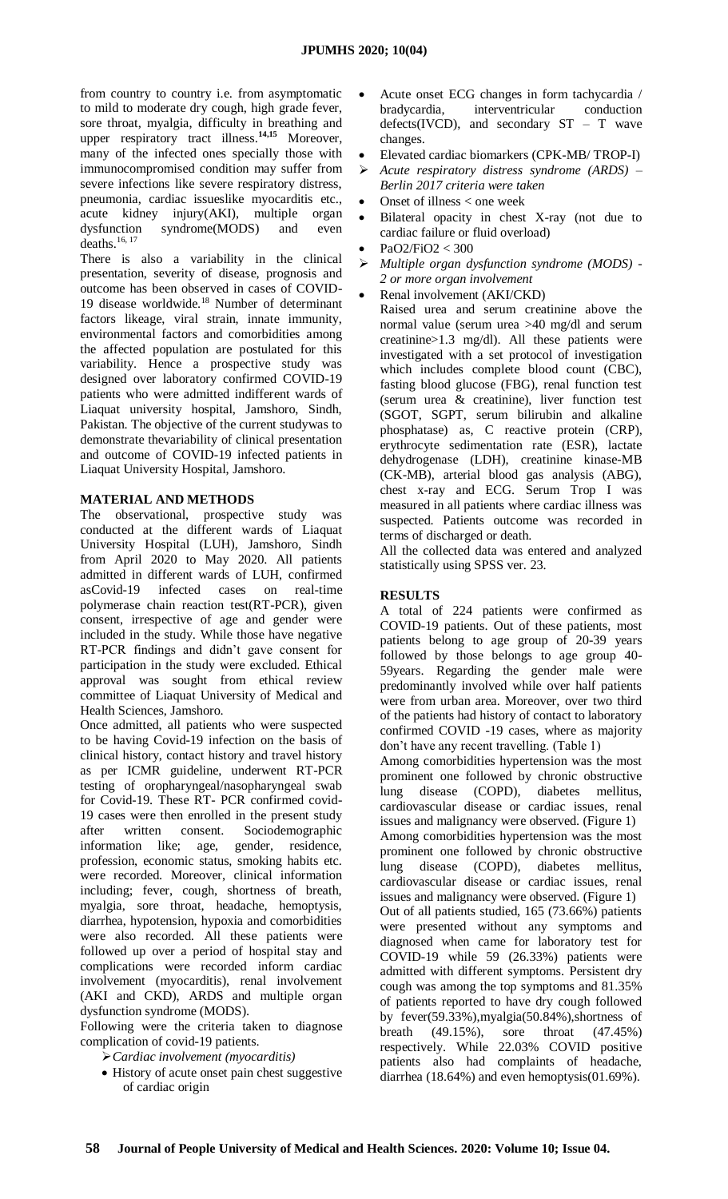from country to country i.e. from asymptomatic to mild to moderate dry cough, high grade fever, sore throat, myalgia, difficulty in breathing and upper respiratory tract illness.[14,15] Moreover, many of the infected ones specially those with immunocompromised condition may suffer from severe infections like severe respiratory distress, pneumonia, cardiac issueslike myocarditis etc., acute kidney injury(AKI), multiple organ dysfunction syndrome(MODS) and even deaths.[16, 17]

There is also a variability in the clinical presentation, severity of disease, prognosis and outcome has been observed in cases of COVID-19 disease worldwide.[18] Number of determinant factors likeage, viral strain, innate immunity, environmental factors and comorbidities among the affected population are postulated for this variability. Hence a prospective study was designed over laboratory confirmed COVID-19 patients who were admitted indifferent wards of Liaquat university hospital, Jamshoro, Sindh, Pakistan. The objective of the current studywas to demonstrate thevariability of clinical presentation and outcome of COVID-19 infected patients in Liaquat University Hospital, Jamshoro.

## MATERIAL AND METHODS

The observational, prospective study was conducted at the different wards of Liaquat University Hospital (LUH), Jamshoro, Sindh from April 2020 to May 2020. All patients admitted in different wards of LUH, confirmed asCovid-19 infected cases on real-time polymerase chain reaction test(RT-PCR), given consent, irrespective of age and gender were included in the study. While those have negative RT-PCR findings and didn't gave consent for participation in the study were excluded. Ethical approval was sought from ethical review committee of Liaquat University of Medical and Health Sciences, Jamshoro.

Once admitted, all patients who were suspected to be having Covid-19 infection on the basis of clinical history, contact history and travel history as per ICMR guideline, underwent RT-PCR testing of oropharyngeal/nasopharyngeal swab for Covid-19. These RT- PCR confirmed covid-19 cases were then enrolled in the present study after written consent. Sociodemographic information like; age, gender, residence, profession, economic status, smoking habits etc. were recorded. Moreover, clinical information including; fever, cough, shortness of breath, myalgia, sore throat, headache, hemoptysis, diarrhea, hypotension, hypoxia and comorbidities were also recorded. All these patients were followed up over a period of hospital stay and complications were recorded inform cardiac involvement (myocarditis), renal involvement (AKI and CKD), ARDS and multiple organ dysfunction syndrome (MODS).

Following were the criteria taken to diagnose complication of covid-19 patients.

- *Cardiac involvement (myocarditis)*
  - History of acute onset pain chest suggestive of cardiac origin
  - Acute onset ECG changes in form tachycardia / bradycardia, interventricular conduction defects(IVCD), and secondary ST – T wave changes.
  - Elevated cardiac biomarkers (CPK-MB/ TROP-I)
- *Acute respiratory distress syndrome (ARDS) – Berlin 2017 criteria were taken*
  - Onset of illness < one week
  - Bilateral opacity in chest X-ray (not due to cardiac failure or fluid overload)
  - $PaO2/FiO2 < 300$
- *Multiple organ dysfunction syndrome (MODS) - 2 or more organ involvement*
  - Renal involvement (AKI/CKD)

Raised urea and serum creatinine above the normal value (serum urea >40 mg/dl and serum creatinine>1.3 mg/dl). All these patients were investigated with a set protocol of investigation which includes complete blood count (CBC), fasting blood glucose (FBG), renal function test (serum urea & creatinine), liver function test (SGOT, SGPT, serum bilirubin and alkaline phosphatase) as, C reactive protein (CRP), erythrocyte sedimentation rate (ESR), lactate dehydrogenase (LDH), creatinine kinase-MB (CK-MB), arterial blood gas analysis (ABG), chest x-ray and ECG. Serum Trop I was measured in all patients where cardiac illness was suspected. Patients outcome was recorded in terms of discharged or death.

All the collected data was entered and analyzed statistically using SPSS ver. 23.

## RESULTS

A total of 224 patients were confirmed as COVID-19 patients. Out of these patients, most patients belong to age group of 20-39 years followed by those belongs to age group 40-59years. Regarding the gender male were predominantly involved while over half patients were from urban area. Moreover, over two third of the patients had history of contact to laboratory confirmed COVID -19 cases, where as majority don't have any recent travelling. (Table 1)

Among comorbidities hypertension was the most prominent one followed by chronic obstructive lung disease (COPD), diabetes mellitus, cardiovascular disease or cardiac issues, renal issues and malignancy were observed. (Figure 1)

Among comorbidities hypertension was the most prominent one followed by chronic obstructive lung disease (COPD), diabetes mellitus, cardiovascular disease or cardiac issues, renal issues and malignancy were observed. (Figure 1)

Out of all patients studied, 165 (73.66%) patients were presented without any symptoms and diagnosed when came for laboratory test for COVID-19 while 59 (26.33%) patients were admitted with different symptoms. Persistent dry cough was among the top symptoms and 81.35% of patients reported to have dry cough followed by fever(59.33%),myalgia(50.84%),shortness of breath (49.15%), sore throat (47.45%) respectively. While 22.03% COVID positive patients also had complaints of headache, diarrhea (18.64%) and even hemoptysis(01.69%).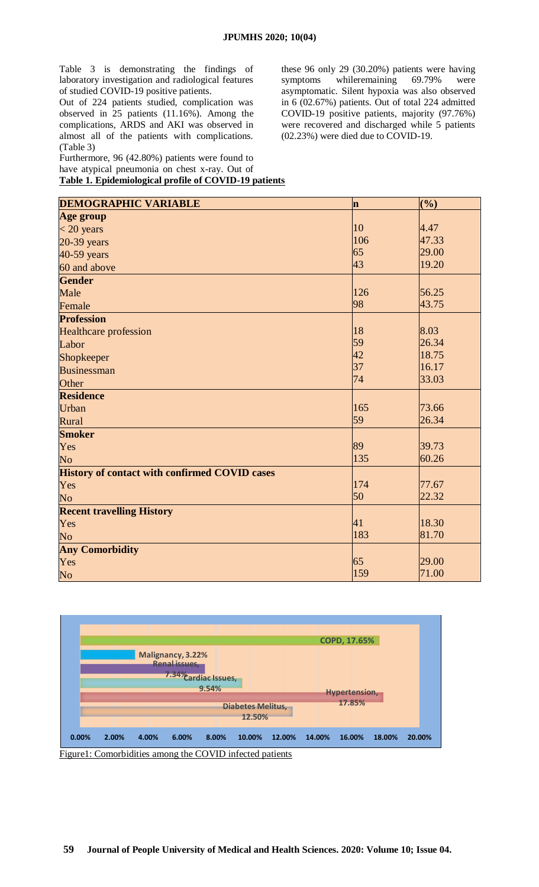Table 3 is demonstrating the findings of laboratory investigation and radiological features of studied COVID-19 positive patients.

Out of 224 patients studied, complication was observed in 25 patients (11.16%). Among the complications, ARDS and AKI was observed in almost all of the patients with complications. (Table 3)

Furthermore, 96 (42.80%) patients were found to have atypical pneumonia on chest x-ray. Out of these 96 only 29 (30.20%) patients were having symptoms whileremaining 69.79% were asymptomatic. Silent hypoxia was also observed in 6 (02.67%) patients. Out of total 224 admitted COVID-19 positive patients, majority (97.76%) were recovered and discharged while 5 patients (02.23%) were died due to COVID-19.

**Table 1. Epidemiological profile of COVID-19 patients**

| DEMOGRAPHIC VARIABLE | n | (%) |
|---|---|---|
| **Age group** | | |
| < 20 years | 10 | 4.47 |
| 20-39 years | 106 | 47.33 |
| 40-59 years | 65 | 29.00 |
| 60 and above | 43 | 19.20 |
| **Gender** | | |
| Male | 126 | 56.25 |
| Female | 98 | 43.75 |
| **Profession** | | |
| Healthcare profession | 18 | 8.03 |
| Labor | 59 | 26.34 |
| Shopkeeper | 42 | 18.75 |
| Businessman | 37 | 16.17 |
| Other | 74 | 33.03 |
| **Residence** | | |
| Urban | 165 | 73.66 |
| Rural | 59 | 26.34 |
| **Smoker** | | |
| Yes | 89 | 39.73 |
| No | 135 | 60.26 |
| **History of contact with confirmed COVID cases** | | |
| Yes | 174 | 77.67 |
| No | 50 | 22.32 |
| **Recent travelling History** | | |
| Yes | 41 | 18.30 |
| No | 183 | 81.70 |
| **Any Comorbidity** | | |
| Yes | 65 | 29.00 |
| No | 159 | 71.00 |

COPD, 17.65%
Malignancy, 3.22%
Renal issues, 7.34%
Cardiac Issues, 9.54%
Hypertension, 17.85%
Diabetes Melitus, 12.50%

0.00% 2.00% 4.00% 6.00% 8.00% 10.00% 12.00% 14.00% 16.00% 18.00% 20.00%

Figure1: Comorbidities among the COVID infected patients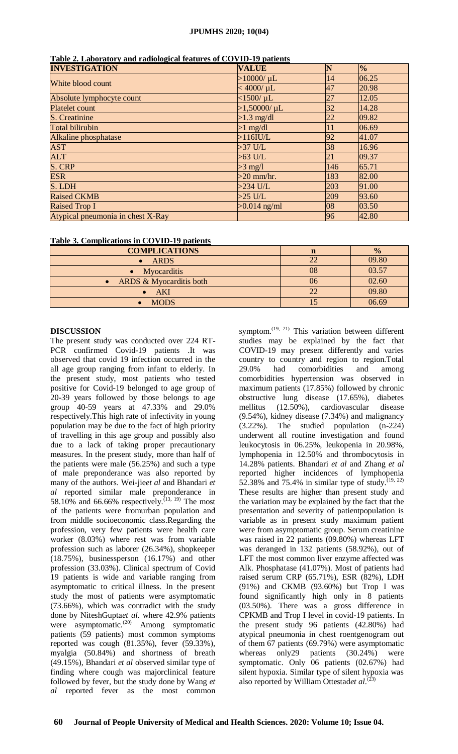**Table 2. Laboratory and radiological features of COVID-19 patients**

| INVESTIGATION | VALUE | N | % |
|---|---|---|---|
| White blood count | >10000/ µL | 14 | 06.25 |
| | < 4000/ µL | 47 | 20.98 |
| Absolute lymphocyte count | <1500/ µL | 27 | 12.05 |
| Platelet count | >1,50000/ µL | 32 | 14.28 |
| S. Creatinine | >1.3 mg/dl | 22 | 09.82 |
| Total bilirubin | >1 mg/dl | 11 | 06.69 |
| Alkaline phosphatase | >116IU/L | 92 | 41.07 |
| AST | >37 U/L | 38 | 16.96 |
| ALT | >63 U/L | 21 | 09.37 |
| S. CRP | >3 mg/l | 146 | 65.71 |
| ESR | >20 mm/hr. | 183 | 82.00 |
| S. LDH | >234 U/L | 203 | 91.00 |
| Raised CKMB | >25 U/L | 209 | 93.60 |
| Raised Trop I | >0.014 ng/ml | 08 | 03.50 |
| Atypical pneumonia in chest X-Ray | | 96 | 42.80 |

**Table 3. Complications in COVID-19 patients**

| COMPLICATIONS | n | % |
|---|---|---|
| • ARDS | 22 | 09.80 |
| • Myocarditis | 08 | 03.57 |
| • ARDS & Myocarditis both | 06 | 02.60 |
| • AKI | 22 | 09.80 |
| • MODS | 15 | 06.69 |

## DISCUSSION

The present study was conducted over 224 RT-PCR confirmed Covid-19 patients .It was observed that covid 19 infection occurred in the all age group ranging from infant to elderly. In the present study, most patients who tested positive for Covid-19 belonged to age group of 20-39 years followed by those belongs to age group 40-59 years at 47.33% and 29.0% respectively.This high rate of infectivity in young population may be due to the fact of high priority of travelling in this age group and possibly also due to a lack of taking proper precautionary measures. In the present study, more than half of the patients were male (56.25%) and such a type of male preponderance was also reported by many of the authors. Wei-jie*et al* and Bhandari *et al* reported similar male preponderance in 58.10% and 66.66% respectively.[13, 19] The most of the patients were fromurban population and from middle socioeconomic class.Regarding the profession, very few patients were health care worker (8.03%) where rest was from variable profession such as laborer (26.34%), shopkeeper (18.75%), businessperson (16.17%) and other profession (33.03%). Clinical spectrum of Covid 19 patients is wide and variable ranging from asymptomatic to critical illness. In the present study the most of patients were asymptomatic (73.66%), which was contradict with the study done by NiteshGupta*et al.* where 42.9% patients were asymptomatic.[20] Among symptomatic patients (59 patients) most common symptoms reported was cough (81.35%), fever (59.33%), myalgia (50.84%) and shortness of breath (49.15%), Bhandari *et al* observed similar type of finding where cough was majorclinical feature followed by fever, but the study done by Wang *et al* reported fever as the most common symptom.[19, 21] This variation between different studies may be explained by the fact that COVID-19 may present differently and varies country to country and region to region.Total 29.0% had comorbidities and among comorbidities hypertension was observed in maximum patients (17.85%) followed by chronic obstructive lung disease (17.65%), diabetes mellitus (12.50%), cardiovascular disease (9.54%), kidney disease (7.34%) and malignancy (3.22%). The studied population (n-224) underwent all routine investigation and found leukocytosis in 06.25%, leukopenia in 20.98%, lymphopenia in 12.50% and thrombocytosis in 14.28% patients. Bhandari *et al* and Zhang *et al* reported higher incidences of lymphopenia 52.38% and 75.4% in similar type of study.[19, 22] These results are higher than present study and the variation may be explained by the fact that the presentation and severity of patientpopulation is variable as in present study maximum patient were from asymptomatic group. Serum creatinine was raised in 22 patients (09.80%) whereas LFT was deranged in 132 patients (58.92%), out of LFT the most common liver enzyme affected was Alk. Phosphatase (41.07%). Most of patients had raised serum CRP (65.71%), ESR (82%), LDH (91%) and CKMB (93.60%) but Trop I was found significantly high only in 8 patients (03.50%). There was a gross difference in CPKMB and Trop I level in covid-19 patients. In the present study 96 patients (42.80%) had atypical pneumonia in chest roentgenogram out of them 67 patients (69.79%) were asymptomatic whereas only29 patients (30.24%) were symptomatic. Only 06 patients (02.67%) had silent hypoxia. Similar type of silent hypoxia was also reported by William Ottestad*et al*.[23]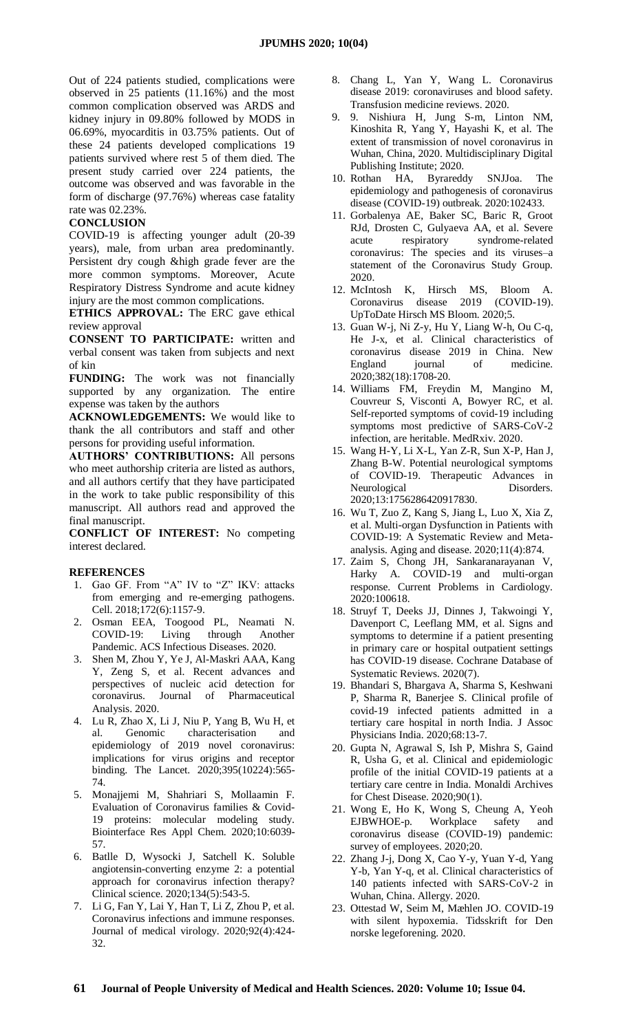Out of 224 patients studied, complications were observed in 25 patients (11.16%) and the most common complication observed was ARDS and kidney injury in 09.80% followed by MODS in 06.69%, myocarditis in 03.75% patients. Out of these 24 patients developed complications 19 patients survived where rest 5 of them died. The present study carried over 224 patients, the outcome was observed and was favorable in the form of discharge (97.76%) whereas case fatality rate was 02.23%.

## CONCLUSION

COVID-19 is affecting younger adult (20-39 years), male, from urban area predominantly. Persistent dry cough &high grade fever are the more common symptoms. Moreover, Acute Respiratory Distress Syndrome and acute kidney injury are the most common complications.

**ETHICS APPROVAL:** The ERC gave ethical review approval

**CONSENT TO PARTICIPATE:** written and verbal consent was taken from subjects and next of kin

**FUNDING:** The work was not financially supported by any organization. The entire expense was taken by the authors

**ACKNOWLEDGEMENTS:** We would like to thank the all contributors and staff and other persons for providing useful information.

**AUTHORS' CONTRIBUTIONS:** All persons who meet authorship criteria are listed as authors, and all authors certify that they have participated in the work to take public responsibility of this manuscript. All authors read and approved the final manuscript.

**CONFLICT OF INTEREST:** No competing interest declared.

## REFERENCES

1. Gao GF. From "A" IV to "Z" IKV: attacks from emerging and re-emerging pathogens. Cell. 2018;172(6):1157-9.
2. Osman EEA, Toogood PL, Neamati N. COVID-19: Living through Another Pandemic. ACS Infectious Diseases. 2020.
3. Shen M, Zhou Y, Ye J, Al-Maskri AAA, Kang Y, Zeng S, et al. Recent advances and perspectives of nucleic acid detection for coronavirus. Journal of Pharmaceutical Analysis. 2020.
4. Lu R, Zhao X, Li J, Niu P, Yang B, Wu H, et al. Genomic characterisation and epidemiology of 2019 novel coronavirus: implications for virus origins and receptor binding. The Lancet. 2020;395(10224):565-74.
5. Monajjemi M, Shahriari S, Mollaamin F. Evaluation of Coronavirus families & Covid-19 proteins: molecular modeling study. Biointerface Res Appl Chem. 2020;10:6039-57.
6. Batlle D, Wysocki J, Satchell K. Soluble angiotensin-converting enzyme 2: a potential approach for coronavirus infection therapy? Clinical science. 2020;134(5):543-5.
7. Li G, Fan Y, Lai Y, Han T, Li Z, Zhou P, et al. Coronavirus infections and immune responses. Journal of medical virology. 2020;92(4):424-32.
8. Chang L, Yan Y, Wang L. Coronavirus disease 2019: coronaviruses and blood safety. Transfusion medicine reviews. 2020.
9. 9. Nishiura H, Jung S-m, Linton NM, Kinoshita R, Yang Y, Hayashi K, et al. The extent of transmission of novel coronavirus in Wuhan, China, 2020. Multidisciplinary Digital Publishing Institute; 2020.
10. Rothan HA, Byrareddy SNJJoa. The epidemiology and pathogenesis of coronavirus disease (COVID-19) outbreak. 2020:102433.
11. Gorbalenya AE, Baker SC, Baric R, Groot RJd, Drosten C, Gulyaeva AA, et al. Severe acute respiratory syndrome-related coronavirus: The species and its viruses–a statement of the Coronavirus Study Group. 2020.
12. McIntosh K, Hirsch MS, Bloom A. Coronavirus disease 2019 (COVID-19). UpToDate Hirsch MS Bloom. 2020;5.
13. Guan W-j, Ni Z-y, Hu Y, Liang W-h, Ou C-q, He J-x, et al. Clinical characteristics of coronavirus disease 2019 in China. New England journal of medicine. 2020;382(18):1708-20.
14. Williams FM, Freydin M, Mangino M, Couvreur S, Visconti A, Bowyer RC, et al. Self-reported symptoms of covid-19 including symptoms most predictive of SARS-CoV-2 infection, are heritable. MedRxiv. 2020.
15. Wang H-Y, Li X-L, Yan Z-R, Sun X-P, Han J, Zhang B-W. Potential neurological symptoms of COVID-19. Therapeutic Advances in Neurological Disorders. 2020;13:1756286420917830.
16. Wu T, Zuo Z, Kang S, Jiang L, Luo X, Xia Z, et al. Multi-organ Dysfunction in Patients with COVID-19: A Systematic Review and Meta-analysis. Aging and disease. 2020;11(4):874.
17. Zaim S, Chong JH, Sankaranarayanan V, Harky A. COVID-19 and multi-organ response. Current Problems in Cardiology. 2020:100618.
18. Struyf T, Deeks JJ, Dinnes J, Takwoingi Y, Davenport C, Leeflang MM, et al. Signs and symptoms to determine if a patient presenting in primary care or hospital outpatient settings has COVID‐19 disease. Cochrane Database of Systematic Reviews. 2020(7).
19. Bhandari S, Bhargava A, Sharma S, Keshwani P, Sharma R, Banerjee S. Clinical profile of covid-19 infected patients admitted in a tertiary care hospital in north India. J Assoc Physicians India. 2020;68:13-7.
20. Gupta N, Agrawal S, Ish P, Mishra S, Gaind R, Usha G, et al. Clinical and epidemiologic profile of the initial COVID-19 patients at a tertiary care centre in India. Monaldi Archives for Chest Disease. 2020;90(1).
21. Wong E, Ho K, Wong S, Cheung A, Yeoh EJBWHOE-p. Workplace safety and coronavirus disease (COVID-19) pandemic: survey of employees. 2020;20.
22. Zhang J-j, Dong X, Cao Y-y, Yuan Y-d, Yang Y-b, Yan Y-q, et al. Clinical characteristics of 140 patients infected with SARS‐CoV‐2 in Wuhan, China. Allergy. 2020.
23. Ottestad W, Seim M, Mæhlen JO. COVID-19 with silent hypoxemia. Tidsskrift for Den norske legeforening. 2020.